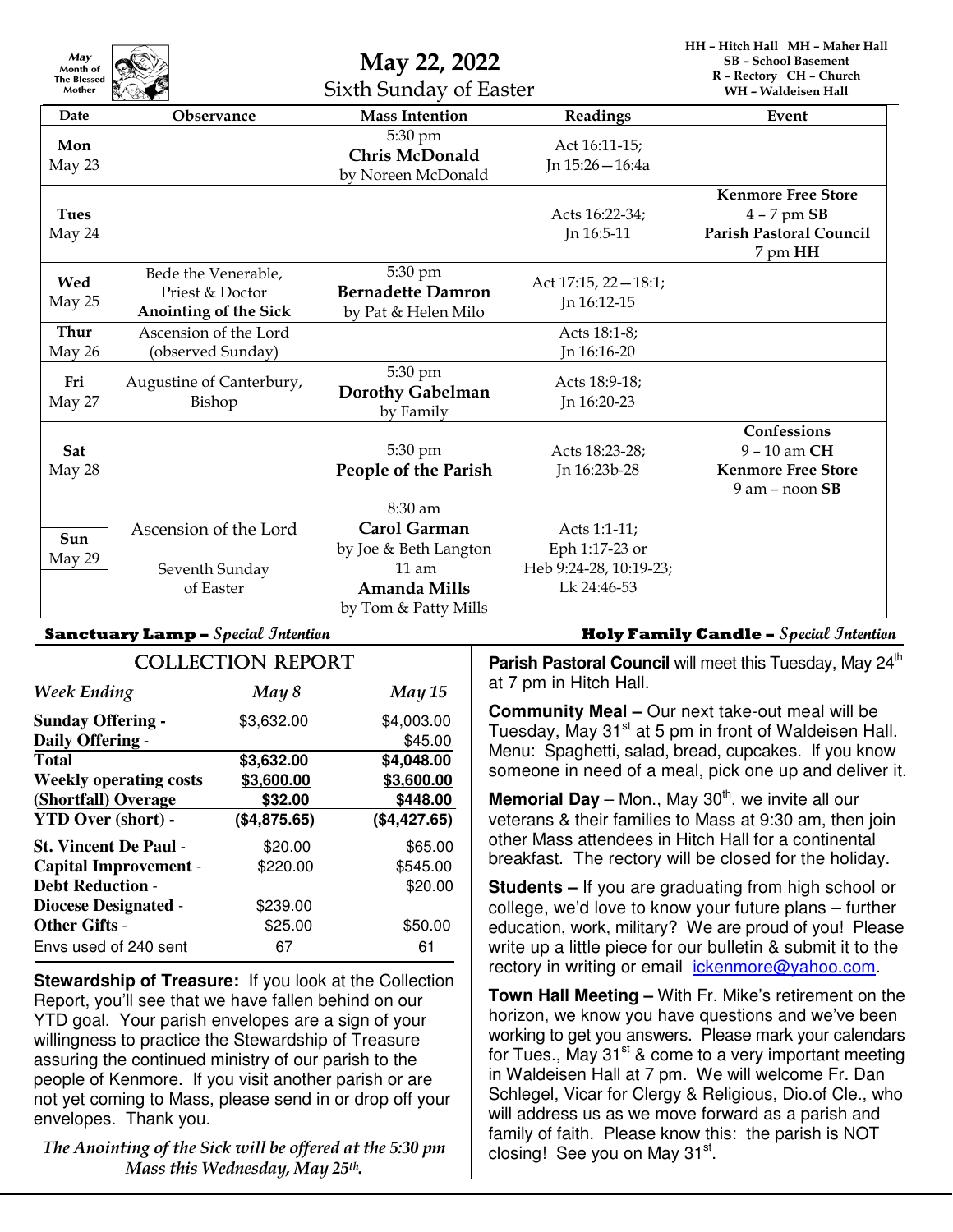May Month of The Blessed Mother

# May 22, 2022

Sixth Sunday of Easter

HH – Hitch Hall MH – Maher Hall
SB – School Basement
R – Rectory CH – Church
WH – Waldeisen Hall

| Date | Observance | Mass Intention | Readings | Event |
|---|---|---|---|---|
| **Mon** May 23 | | 5:30 pm **Chris McDonald** by Noreen McDonald | Act 16:11-15; Jn 15:26—16:4a | |
| **Tues** May 24 | | | Acts 16:22-34; Jn 16:5-11 | **Kenmore Free Store** 4 – 7 pm **SB** **Parish Pastoral Council** 7 pm **HH** |
| **Wed** May 25 | Bede the Venerable, Priest & Doctor **Anointing of the Sick** | 5:30 pm **Bernadette Damron** by Pat & Helen Milo | Act 17:15, 22—18:1; Jn 16:12-15 | |
| **Thur** May 26 | Ascension of the Lord (observed Sunday) | | Acts 18:1-8; Jn 16:16-20 | |
| **Fri** May 27 | Augustine of Canterbury, Bishop | 5:30 pm **Dorothy Gabelman** by Family | Acts 18:9-18; Jn 16:20-23 | |
| **Sat** May 28 | | 5:30 pm **People of the Parish** | Acts 18:23-28; Jn 16:23b-28 | **Confessions** 9 – 10 am **CH** **Kenmore Free Store** 9 am – noon **SB** |
| **Sun** May 29 | Ascension of the Lord Seventh Sunday of Easter | 8:30 am **Carol Garman** by Joe & Beth Langton 11 am **Amanda Mills** by Tom & Patty Mills | Acts 1:1-11; Eph 1:17-23 or Heb 9:24-28, 10:19-23; Lk 24:46-53 | |

**Sanctuary Lamp –** ***Special Intention*** **Holy Family Candle –** ***Special Intention***

## COLLECTION REPORT

| *Week Ending* | *May 8* | *May 15* |
|---|---|---|
| **Sunday Offering -** | $3,632.00 | $4,003.00 |
| **Daily Offering -** | | $45.00 |
| **Total** | **$3,632.00** | **$4,048.00** |
| **Weekly operating costs** | **$3,600.00** | **$3,600.00** |
| **(Shortfall) Overage** | **$32.00** | **$448.00** |
| **YTD Over (short) -** | **($4,875.65)** | **($4,427.65)** |
| **St. Vincent De Paul -** | $20.00 | $65.00 |
| **Capital Improvement -** | $220.00 | $545.00 |
| **Debt Reduction -** | | $20.00 |
| **Diocese Designated -** | $239.00 | |
| **Other Gifts -** | $25.00 | $50.00 |
| Envs used of 240 sent | 67 | 61 |

**Stewardship of Treasure:** If you look at the Collection Report, you'll see that we have fallen behind on our YTD goal. Your parish envelopes are a sign of your willingness to practice the Stewardship of Treasure assuring the continued ministry of our parish to the people of Kenmore. If you visit another parish or are not yet coming to Mass, please send in or drop off your envelopes. Thank you.

*The Anointing of the Sick will be offered at the 5:30 pm Mass this Wednesday, May 25th.*

**Parish Pastoral Council** will meet this Tuesday, May 24th at 7 pm in Hitch Hall.

**Community Meal –** Our next take-out meal will be Tuesday, May 31st at 5 pm in front of Waldeisen Hall. Menu: Spaghetti, salad, bread, cupcakes. If you know someone in need of a meal, pick one up and deliver it.

**Memorial Day** – Mon., May 30th, we invite all our veterans & their families to Mass at 9:30 am, then join other Mass attendees in Hitch Hall for a continental breakfast. The rectory will be closed for the holiday.

**Students –** If you are graduating from high school or college, we'd love to know your future plans – further education, work, military? We are proud of you! Please write up a little piece for our bulletin & submit it to the rectory in writing or email ickenmore@yahoo.com.

**Town Hall Meeting –** With Fr. Mike's retirement on the horizon, we know you have questions and we've been working to get you answers. Please mark your calendars for Tues., May 31st & come to a very important meeting in Waldeisen Hall at 7 pm. We will welcome Fr. Dan Schlegel, Vicar for Clergy & Religious, Dio.of Cle., who will address us as we move forward as a parish and family of faith. Please know this: the parish is NOT closing! See you on May 31st.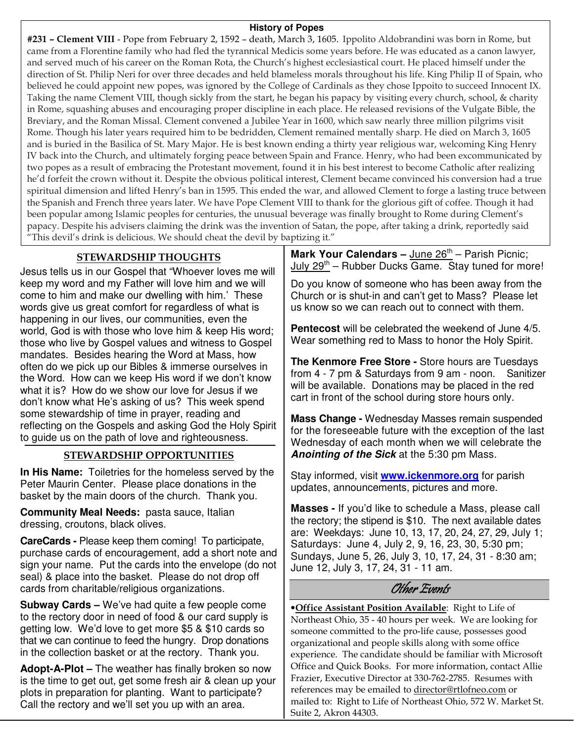## History of Popes

**#231 – Clement VIII** - Pope from February 2, 1592 – death, March 3, 1605. Ippolito Aldobrandini was born in Rome, but came from a Florentine family who had fled the tyrannical Medicis some years before. He was educated as a canon lawyer, and served much of his career on the Roman Rota, the Church's highest ecclesiastical court. He placed himself under the direction of St. Philip Neri for over three decades and held blameless morals throughout his life. King Philip II of Spain, who believed he could appoint new popes, was ignored by the College of Cardinals as they chose Ippoito to succeed Innocent IX. Taking the name Clement VIII, though sickly from the start, he began his papacy by visiting every church, school, & charity in Rome, squashing abuses and encouraging proper discipline in each place. He released revisions of the Vulgate Bible, the Breviary, and the Roman Missal. Clement convened a Jubilee Year in 1600, which saw nearly three million pilgrims visit Rome. Though his later years required him to be bedridden, Clement remained mentally sharp. He died on March 3, 1605 and is buried in the Basilica of St. Mary Major. He is best known ending a thirty year religious war, welcoming King Henry IV back into the Church, and ultimately forging peace between Spain and France. Henry, who had been excommunicated by two popes as a result of embracing the Protestant movement, found it in his best interest to become Catholic after realizing he'd forfeit the crown without it. Despite the obvious political interest, Clement became convinced his conversion had a true spiritual dimension and lifted Henry's ban in 1595. This ended the war, and allowed Clement to forge a lasting truce between the Spanish and French three years later. We have Pope Clement VIII to thank for the glorious gift of coffee. Though it had been popular among Islamic peoples for centuries, the unusual beverage was finally brought to Rome during Clement's papacy. Despite his advisers claiming the drink was the invention of Satan, the pope, after taking a drink, reportedly said "This devil's drink is delicious. We should cheat the devil by baptizing it."

## STEWARDSHIP THOUGHTS

Jesus tells us in our Gospel that "Whoever loves me will keep my word and my Father will love him and we will come to him and make our dwelling with him.' These words give us great comfort for regardless of what is happening in our lives, our communities, even the world, God is with those who love him & keep His word; those who live by Gospel values and witness to Gospel mandates. Besides hearing the Word at Mass, how often do we pick up our Bibles & immerse ourselves in the Word. How can we keep His word if we don't know what it is? How do we show our love for Jesus if we don't know what He's asking of us? This week spend some stewardship of time in prayer, reading and reflecting on the Gospels and asking God the Holy Spirit to guide us on the path of love and righteousness.

## STEWARDSHIP OPPORTUNITIES

**In His Name:** Toiletries for the homeless served by the Peter Maurin Center. Please place donations in the basket by the main doors of the church. Thank you.

**Community Meal Needs:** pasta sauce, Italian dressing, croutons, black olives.

**CareCards -** Please keep them coming! To participate, purchase cards of encouragement, add a short note and sign your name. Put the cards into the envelope (do not seal) & place into the basket. Please do not drop off cards from charitable/religious organizations.

**Subway Cards –** We've had quite a few people come to the rectory door in need of food & our card supply is getting low. We'd love to get more $5 & $10 cards so that we can continue to feed the hungry. Drop donations in the collection basket or at the rectory. Thank you.

**Adopt-A-Plot –** The weather has finally broken so now is the time to get out, get some fresh air & clean up your plots in preparation for planting. Want to participate? Call the rectory and we'll set you up with an area.

**Mark Your Calendars –** June 26th – Parish Picnic; July 29th – Rubber Ducks Game. Stay tuned for more!

Do you know of someone who has been away from the Church or is shut-in and can't get to Mass? Please let us know so we can reach out to connect with them.

**Pentecost** will be celebrated the weekend of June 4/5. Wear something red to Mass to honor the Holy Spirit.

**The Kenmore Free Store -** Store hours are Tuesdays from 4 - 7 pm & Saturdays from 9 am - noon. Sanitizer will be available. Donations may be placed in the red cart in front of the school during store hours only.

**Mass Change -** Wednesday Masses remain suspended for the foreseeable future with the exception of the last Wednesday of each month when we will celebrate the ***Anointing of the Sick*** at the 5:30 pm Mass.

Stay informed, visit **www.ickenmore.org** for parish updates, announcements, pictures and more.

**Masses -** If you'd like to schedule a Mass, please call the rectory; the stipend is $10. The next available dates are: Weekdays: June 10, 13, 17, 20, 24, 27, 29, July 1; Saturdays: June 4, July 2, 9, 16, 23, 30, 5:30 pm; Sundays, June 5, 26, July 3, 10, 17, 24, 31 - 8:30 am; June 12, July 3, 17, 24, 31 - 11 am.

## Other Events

- **Office Assistant Position Available**: Right to Life of Northeast Ohio, 35 - 40 hours per week. We are looking for someone committed to the pro-life cause, possesses good organizational and people skills along with some office experience. The candidate should be familiar with Microsoft Office and Quick Books. For more information, contact Allie Frazier, Executive Director at 330-762-2785. Resumes with references may be emailed to director@rtlofneo.com or mailed to: Right to Life of Northeast Ohio, 572 W. Market St. Suite 2, Akron 44303.